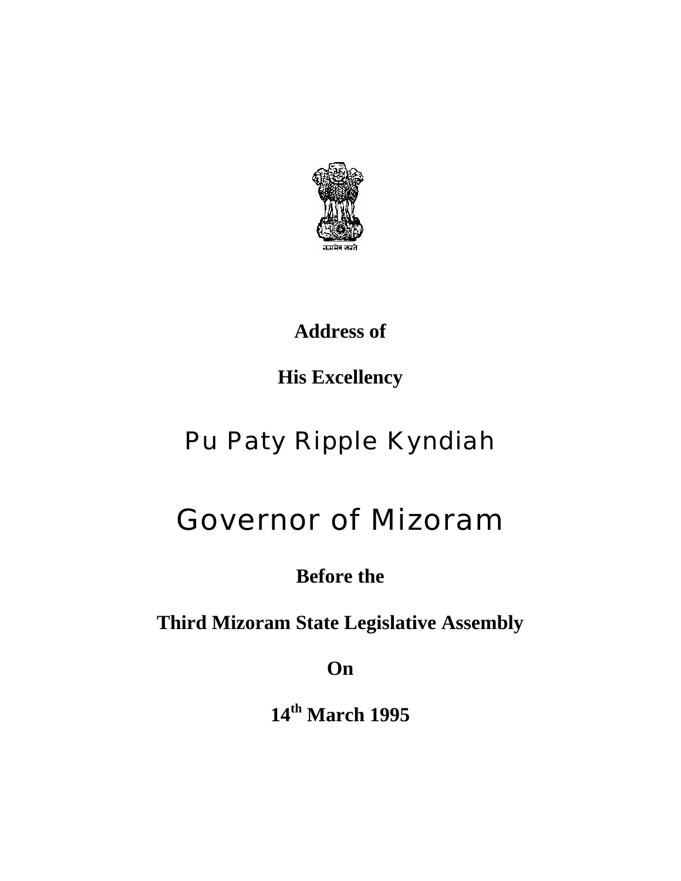सत्यमेव जयते

**Address of**

**His Excellency**

# Pu Paty Ripple Kyndiah

# Governor of Mizoram

**Before the**

**Third Mizoram State Legislative Assembly**

**On**

**14th March 1995**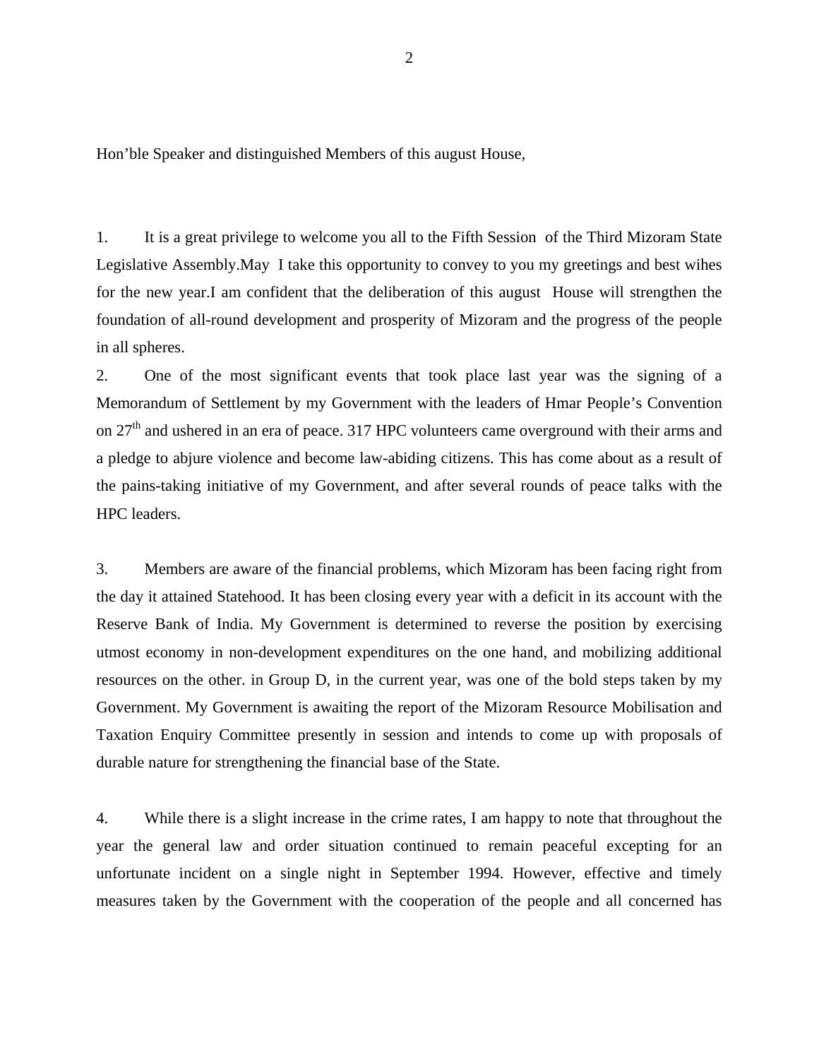Hon'ble Speaker and distinguished Members of this august House,

1. It is a great privilege to welcome you all to the Fifth Session of the Third Mizoram State Legislative Assembly.May I take this opportunity to convey to you my greetings and best wihes for the new year.I am confident that the deliberation of this august House will strengthen the foundation of all-round development and prosperity of Mizoram and the progress of the people in all spheres.

2. One of the most significant events that took place last year was the signing of a Memorandum of Settlement by my Government with the leaders of Hmar People's Convention on 27th and ushered in an era of peace. 317 HPC volunteers came overground with their arms and a pledge to abjure violence and become law-abiding citizens. This has come about as a result of the pains-taking initiative of my Government, and after several rounds of peace talks with the HPC leaders.

3. Members are aware of the financial problems, which Mizoram has been facing right from the day it attained Statehood. It has been closing every year with a deficit in its account with the Reserve Bank of India. My Government is determined to reverse the position by exercising utmost economy in non-development expenditures on the one hand, and mobilizing additional resources on the other. in Group D, in the current year, was one of the bold steps taken by my Government. My Government is awaiting the report of the Mizoram Resource Mobilisation and Taxation Enquiry Committee presently in session and intends to come up with proposals of durable nature for strengthening the financial base of the State.

4. While there is a slight increase in the crime rates, I am happy to note that throughout the year the general law and order situation continued to remain peaceful excepting for an unfortunate incident on a single night in September 1994. However, effective and timely measures taken by the Government with the cooperation of the people and all concerned has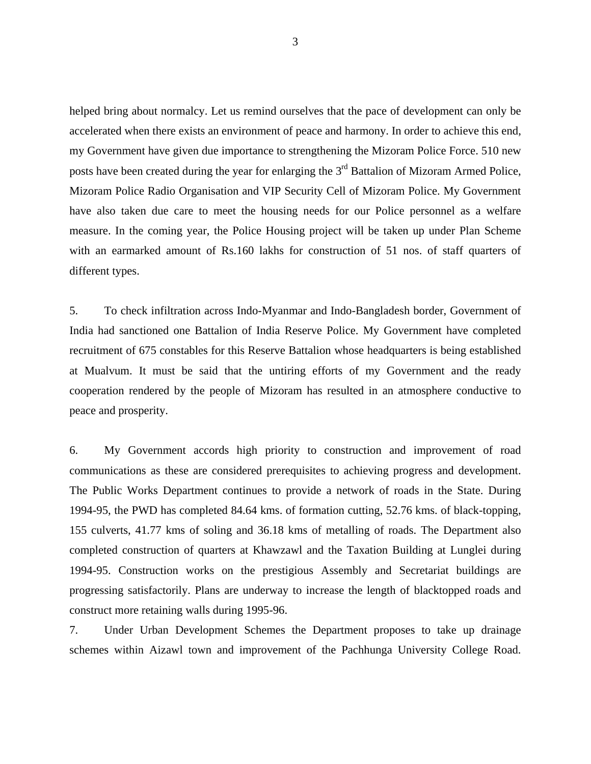helped bring about normalcy. Let us remind ourselves that the pace of development can only be accelerated when there exists an environment of peace and harmony. In order to achieve this end, my Government have given due importance to strengthening the Mizoram Police Force. 510 new posts have been created during the year for enlarging the 3rd Battalion of Mizoram Armed Police, Mizoram Police Radio Organisation and VIP Security Cell of Mizoram Police. My Government have also taken due care to meet the housing needs for our Police personnel as a welfare measure. In the coming year, the Police Housing project will be taken up under Plan Scheme with an earmarked amount of Rs.160 lakhs for construction of 51 nos. of staff quarters of different types.

5. To check infiltration across Indo-Myanmar and Indo-Bangladesh border, Government of India had sanctioned one Battalion of India Reserve Police. My Government have completed recruitment of 675 constables for this Reserve Battalion whose headquarters is being established at Mualvum. It must be said that the untiring efforts of my Government and the ready cooperation rendered by the people of Mizoram has resulted in an atmosphere conductive to peace and prosperity.

6. My Government accords high priority to construction and improvement of road communications as these are considered prerequisites to achieving progress and development. The Public Works Department continues to provide a network of roads in the State. During 1994-95, the PWD has completed 84.64 kms. of formation cutting, 52.76 kms. of black-topping, 155 culverts, 41.77 kms of soling and 36.18 kms of metalling of roads. The Department also completed construction of quarters at Khawzawl and the Taxation Building at Lunglei during 1994-95. Construction works on the prestigious Assembly and Secretariat buildings are progressing satisfactorily. Plans are underway to increase the length of blacktopped roads and construct more retaining walls during 1995-96.

7. Under Urban Development Schemes the Department proposes to take up drainage schemes within Aizawl town and improvement of the Pachhunga University College Road.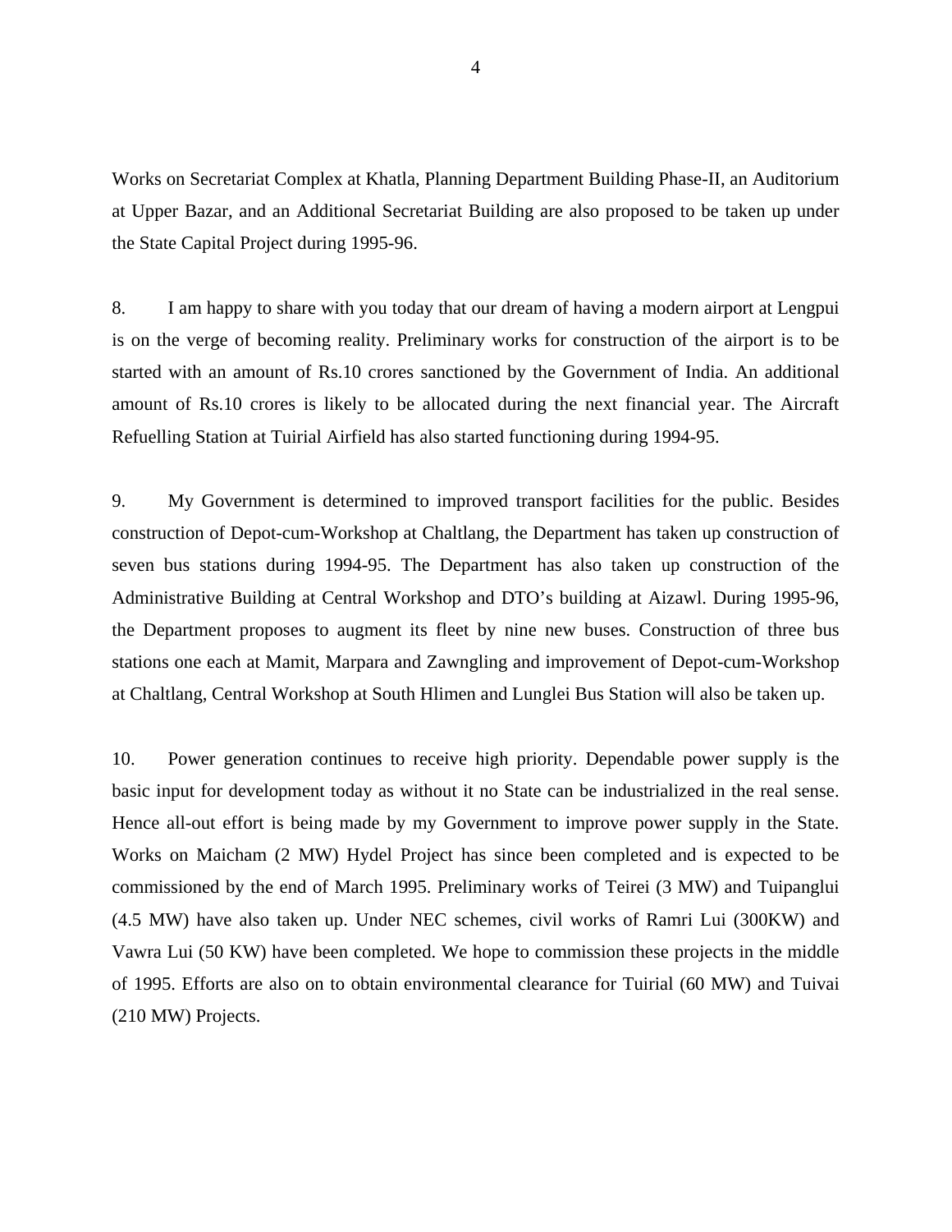Works on Secretariat Complex at Khatla, Planning Department Building Phase-II, an Auditorium at Upper Bazar, and an Additional Secretariat Building are also proposed to be taken up under the State Capital Project during 1995-96.

8. I am happy to share with you today that our dream of having a modern airport at Lengpui is on the verge of becoming reality. Preliminary works for construction of the airport is to be started with an amount of Rs.10 crores sanctioned by the Government of India. An additional amount of Rs.10 crores is likely to be allocated during the next financial year. The Aircraft Refuelling Station at Tuirial Airfield has also started functioning during 1994-95.

9. My Government is determined to improved transport facilities for the public. Besides construction of Depot-cum-Workshop at Chaltlang, the Department has taken up construction of seven bus stations during 1994-95. The Department has also taken up construction of the Administrative Building at Central Workshop and DTO's building at Aizawl. During 1995-96, the Department proposes to augment its fleet by nine new buses. Construction of three bus stations one each at Mamit, Marpara and Zawngling and improvement of Depot-cum-Workshop at Chaltlang, Central Workshop at South Hlimen and Lunglei Bus Station will also be taken up.

10. Power generation continues to receive high priority. Dependable power supply is the basic input for development today as without it no State can be industrialized in the real sense. Hence all-out effort is being made by my Government to improve power supply in the State. Works on Maicham (2 MW) Hydel Project has since been completed and is expected to be commissioned by the end of March 1995. Preliminary works of Teirei (3 MW) and Tuipanglui (4.5 MW) have also taken up. Under NEC schemes, civil works of Ramri Lui (300KW) and Vawra Lui (50 KW) have been completed. We hope to commission these projects in the middle of 1995. Efforts are also on to obtain environmental clearance for Tuirial (60 MW) and Tuivai (210 MW) Projects.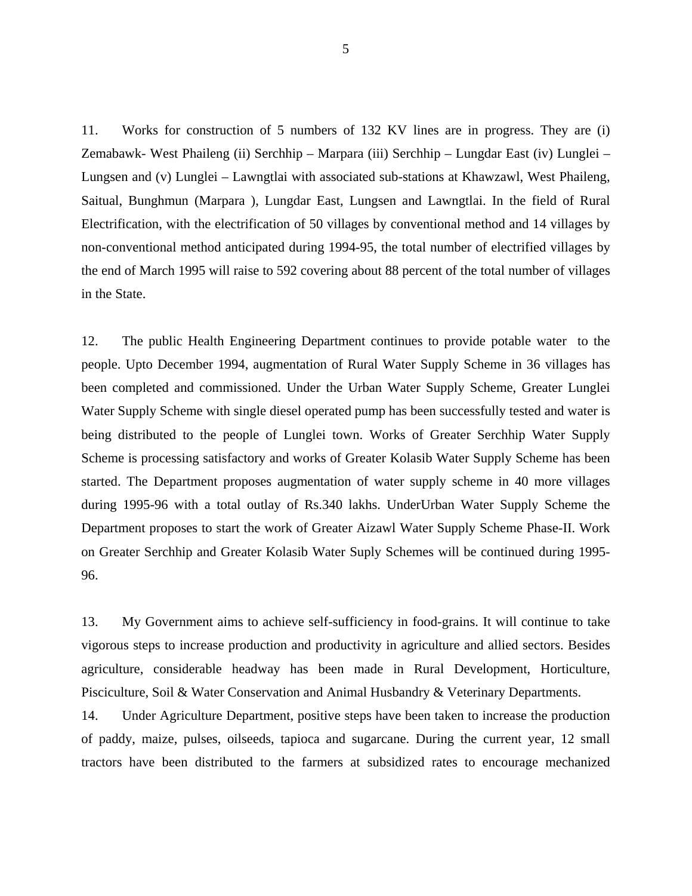11. Works for construction of 5 numbers of 132 KV lines are in progress. They are (i) Zemabawk- West Phaileng (ii) Serchhip – Marpara (iii) Serchhip – Lungdar East (iv) Lunglei – Lungsen and (v) Lunglei – Lawngtlai with associated sub-stations at Khawzawl, West Phaileng, Saitual, Bunghmun (Marpara ), Lungdar East, Lungsen and Lawngtlai. In the field of Rural Electrification, with the electrification of 50 villages by conventional method and 14 villages by non-conventional method anticipated during 1994-95, the total number of electrified villages by the end of March 1995 will raise to 592 covering about 88 percent of the total number of villages in the State.

12. The public Health Engineering Department continues to provide potable water to the people. Upto December 1994, augmentation of Rural Water Supply Scheme in 36 villages has been completed and commissioned. Under the Urban Water Supply Scheme, Greater Lunglei Water Supply Scheme with single diesel operated pump has been successfully tested and water is being distributed to the people of Lunglei town. Works of Greater Serchhip Water Supply Scheme is processing satisfactory and works of Greater Kolasib Water Supply Scheme has been started. The Department proposes augmentation of water supply scheme in 40 more villages during 1995-96 with a total outlay of Rs.340 lakhs. UnderUrban Water Supply Scheme the Department proposes to start the work of Greater Aizawl Water Supply Scheme Phase-II. Work on Greater Serchhip and Greater Kolasib Water Suply Schemes will be continued during 1995-96.

13. My Government aims to achieve self-sufficiency in food-grains. It will continue to take vigorous steps to increase production and productivity in agriculture and allied sectors. Besides agriculture, considerable headway has been made in Rural Development, Horticulture, Pisciculture, Soil & Water Conservation and Animal Husbandry & Veterinary Departments.

14. Under Agriculture Department, positive steps have been taken to increase the production of paddy, maize, pulses, oilseeds, tapioca and sugarcane. During the current year, 12 small tractors have been distributed to the farmers at subsidized rates to encourage mechanized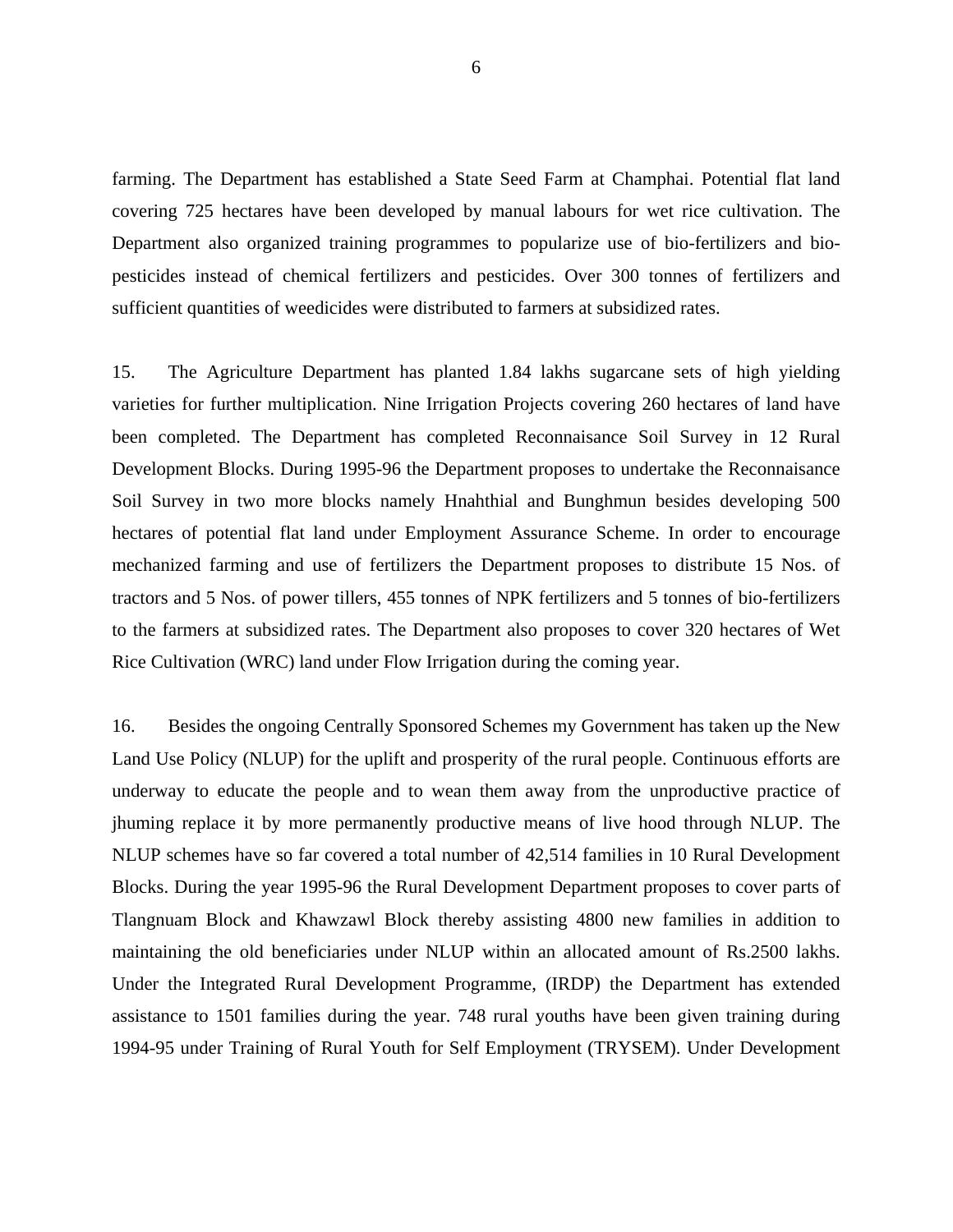farming. The Department has established a State Seed Farm at Champhai. Potential flat land covering 725 hectares have been developed by manual labours for wet rice cultivation. The Department also organized training programmes to popularize use of bio-fertilizers and bio-pesticides instead of chemical fertilizers and pesticides. Over 300 tonnes of fertilizers and sufficient quantities of weedicides were distributed to farmers at subsidized rates.

15. The Agriculture Department has planted 1.84 lakhs sugarcane sets of high yielding varieties for further multiplication. Nine Irrigation Projects covering 260 hectares of land have been completed. The Department has completed Reconnaisance Soil Survey in 12 Rural Development Blocks. During 1995-96 the Department proposes to undertake the Reconnaisance Soil Survey in two more blocks namely Hnahthial and Bunghmun besides developing 500 hectares of potential flat land under Employment Assurance Scheme. In order to encourage mechanized farming and use of fertilizers the Department proposes to distribute 15 Nos. of tractors and 5 Nos. of power tillers, 455 tonnes of NPK fertilizers and 5 tonnes of bio-fertilizers to the farmers at subsidized rates. The Department also proposes to cover 320 hectares of Wet Rice Cultivation (WRC) land under Flow Irrigation during the coming year.

16. Besides the ongoing Centrally Sponsored Schemes my Government has taken up the New Land Use Policy (NLUP) for the uplift and prosperity of the rural people. Continuous efforts are underway to educate the people and to wean them away from the unproductive practice of jhuming replace it by more permanently productive means of live hood through NLUP. The NLUP schemes have so far covered a total number of 42,514 families in 10 Rural Development Blocks. During the year 1995-96 the Rural Development Department proposes to cover parts of Tlangnuam Block and Khawzawl Block thereby assisting 4800 new families in addition to maintaining the old beneficiaries under NLUP within an allocated amount of Rs.2500 lakhs. Under the Integrated Rural Development Programme, (IRDP) the Department has extended assistance to 1501 families during the year. 748 rural youths have been given training during 1994-95 under Training of Rural Youth for Self Employment (TRYSEM). Under Development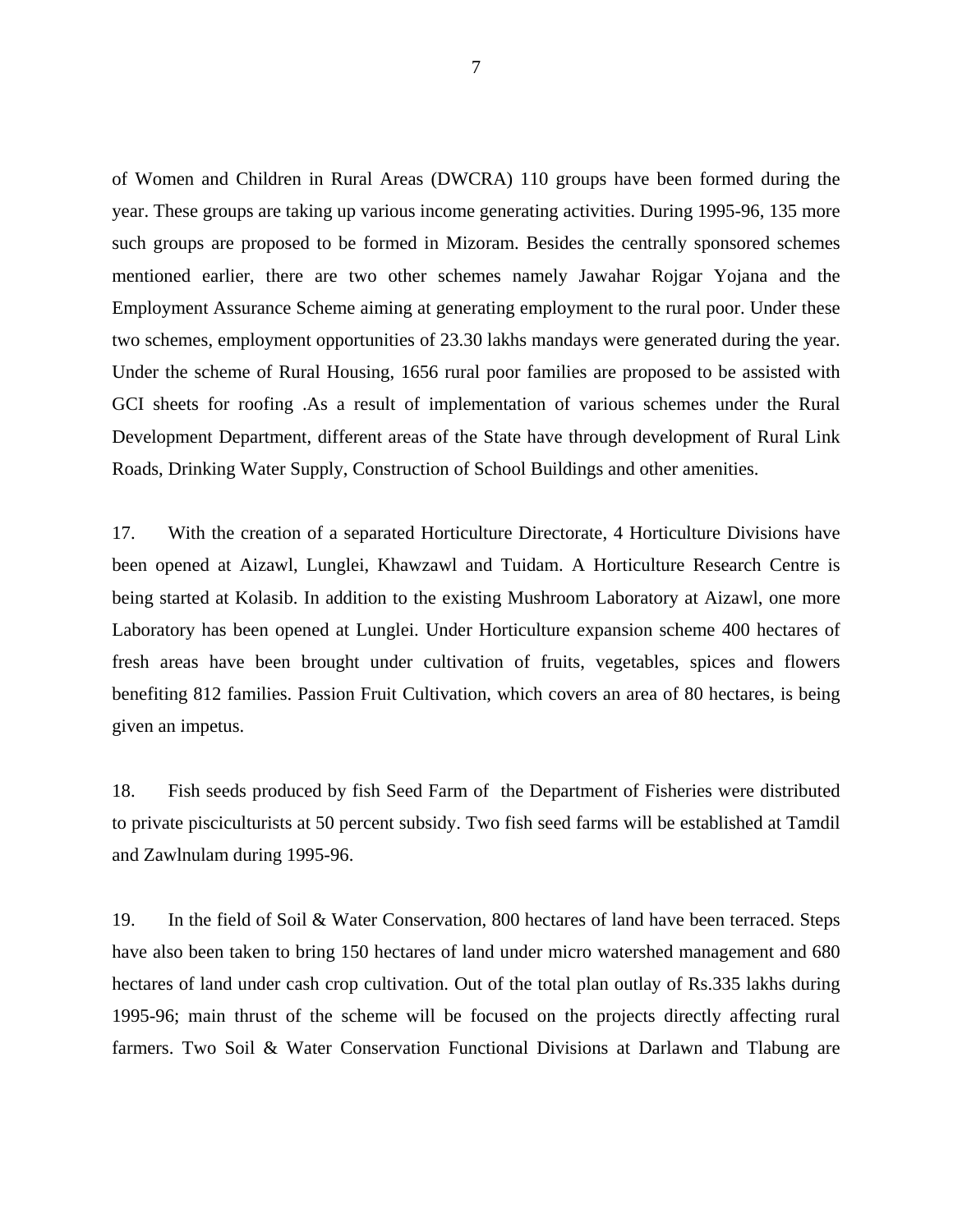of Women and Children in Rural Areas (DWCRA) 110 groups have been formed during the year. These groups are taking up various income generating activities. During 1995-96, 135 more such groups are proposed to be formed in Mizoram. Besides the centrally sponsored schemes mentioned earlier, there are two other schemes namely Jawahar Rojgar Yojana and the Employment Assurance Scheme aiming at generating employment to the rural poor. Under these two schemes, employment opportunities of 23.30 lakhs mandays were generated during the year. Under the scheme of Rural Housing, 1656 rural poor families are proposed to be assisted with GCI sheets for roofing .As a result of implementation of various schemes under the Rural Development Department, different areas of the State have through development of Rural Link Roads, Drinking Water Supply, Construction of School Buildings and other amenities.

17. With the creation of a separated Horticulture Directorate, 4 Horticulture Divisions have been opened at Aizawl, Lunglei, Khawzawl and Tuidam. A Horticulture Research Centre is being started at Kolasib. In addition to the existing Mushroom Laboratory at Aizawl, one more Laboratory has been opened at Lunglei. Under Horticulture expansion scheme 400 hectares of fresh areas have been brought under cultivation of fruits, vegetables, spices and flowers benefiting 812 families. Passion Fruit Cultivation, which covers an area of 80 hectares, is being given an impetus.

18. Fish seeds produced by fish Seed Farm of the Department of Fisheries were distributed to private pisciculturists at 50 percent subsidy. Two fish seed farms will be established at Tamdil and Zawlnulam during 1995-96.

19. In the field of Soil & Water Conservation, 800 hectares of land have been terraced. Steps have also been taken to bring 150 hectares of land under micro watershed management and 680 hectares of land under cash crop cultivation. Out of the total plan outlay of Rs.335 lakhs during 1995-96; main thrust of the scheme will be focused on the projects directly affecting rural farmers. Two Soil & Water Conservation Functional Divisions at Darlawn and Tlabung are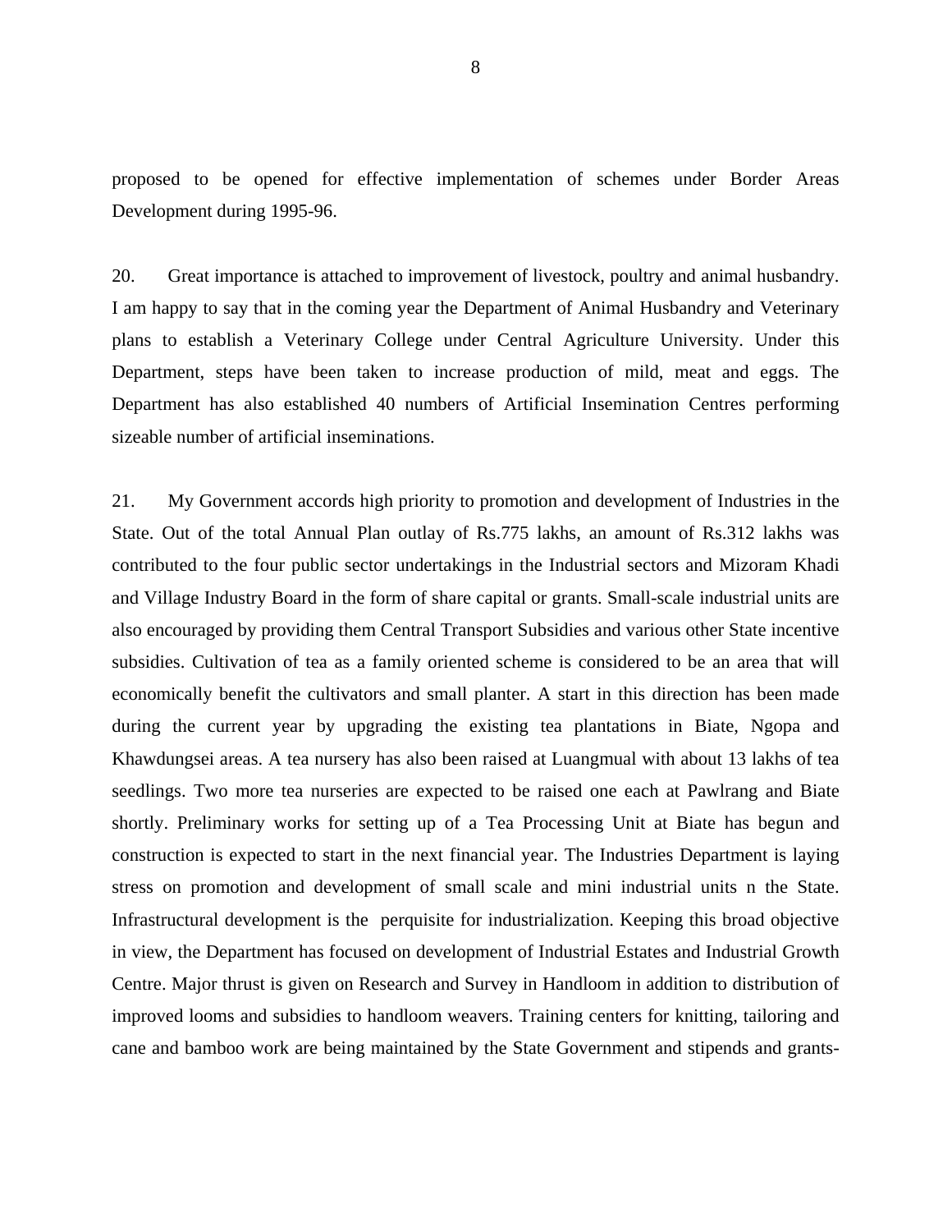proposed to be opened for effective implementation of schemes under Border Areas Development during 1995-96.

20. Great importance is attached to improvement of livestock, poultry and animal husbandry. I am happy to say that in the coming year the Department of Animal Husbandry and Veterinary plans to establish a Veterinary College under Central Agriculture University. Under this Department, steps have been taken to increase production of mild, meat and eggs. The Department has also established 40 numbers of Artificial Insemination Centres performing sizeable number of artificial inseminations.

21. My Government accords high priority to promotion and development of Industries in the State. Out of the total Annual Plan outlay of Rs.775 lakhs, an amount of Rs.312 lakhs was contributed to the four public sector undertakings in the Industrial sectors and Mizoram Khadi and Village Industry Board in the form of share capital or grants. Small-scale industrial units are also encouraged by providing them Central Transport Subsidies and various other State incentive subsidies. Cultivation of tea as a family oriented scheme is considered to be an area that will economically benefit the cultivators and small planter. A start in this direction has been made during the current year by upgrading the existing tea plantations in Biate, Ngopa and Khawdungsei areas. A tea nursery has also been raised at Luangmual with about 13 lakhs of tea seedlings. Two more tea nurseries are expected to be raised one each at Pawlrang and Biate shortly. Preliminary works for setting up of a Tea Processing Unit at Biate has begun and construction is expected to start in the next financial year. The Industries Department is laying stress on promotion and development of small scale and mini industrial units n the State. Infrastructural development is the perquisite for industrialization. Keeping this broad objective in view, the Department has focused on development of Industrial Estates and Industrial Growth Centre. Major thrust is given on Research and Survey in Handloom in addition to distribution of improved looms and subsidies to handloom weavers. Training centers for knitting, tailoring and cane and bamboo work are being maintained by the State Government and stipends and grants-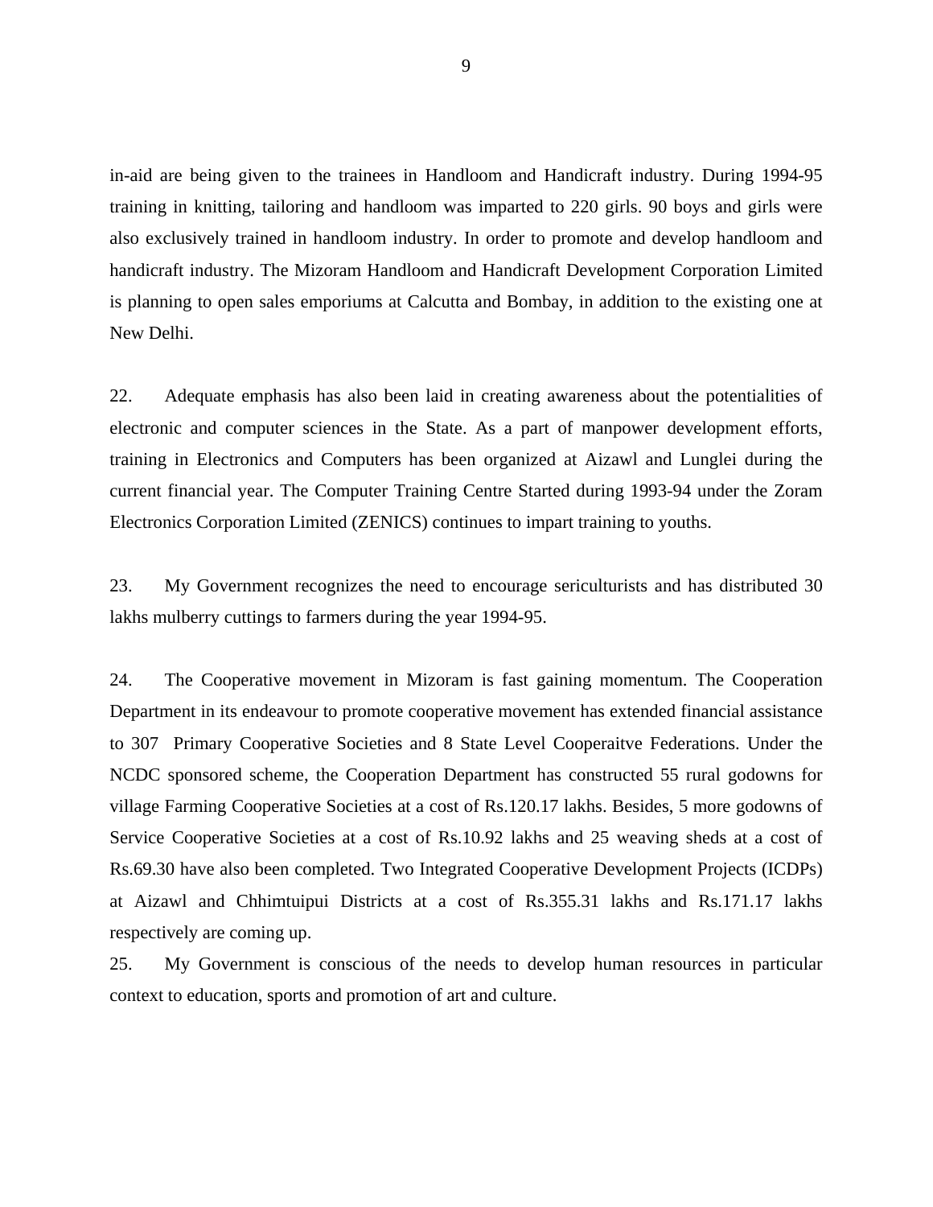in-aid are being given to the trainees in Handloom and Handicraft industry. During 1994-95 training in knitting, tailoring and handloom was imparted to 220 girls. 90 boys and girls were also exclusively trained in handloom industry. In order to promote and develop handloom and handicraft industry. The Mizoram Handloom and Handicraft Development Corporation Limited is planning to open sales emporiums at Calcutta and Bombay, in addition to the existing one at New Delhi.

22. Adequate emphasis has also been laid in creating awareness about the potentialities of electronic and computer sciences in the State. As a part of manpower development efforts, training in Electronics and Computers has been organized at Aizawl and Lunglei during the current financial year. The Computer Training Centre Started during 1993-94 under the Zoram Electronics Corporation Limited (ZENICS) continues to impart training to youths.

23. My Government recognizes the need to encourage sericulturists and has distributed 30 lakhs mulberry cuttings to farmers during the year 1994-95.

24. The Cooperative movement in Mizoram is fast gaining momentum. The Cooperation Department in its endeavour to promote cooperative movement has extended financial assistance to 307 Primary Cooperative Societies and 8 State Level Cooperaitve Federations. Under the NCDC sponsored scheme, the Cooperation Department has constructed 55 rural godowns for village Farming Cooperative Societies at a cost of Rs.120.17 lakhs. Besides, 5 more godowns of Service Cooperative Societies at a cost of Rs.10.92 lakhs and 25 weaving sheds at a cost of Rs.69.30 have also been completed. Two Integrated Cooperative Development Projects (ICDPs) at Aizawl and Chhimtuipui Districts at a cost of Rs.355.31 lakhs and Rs.171.17 lakhs respectively are coming up.

25. My Government is conscious of the needs to develop human resources in particular context to education, sports and promotion of art and culture.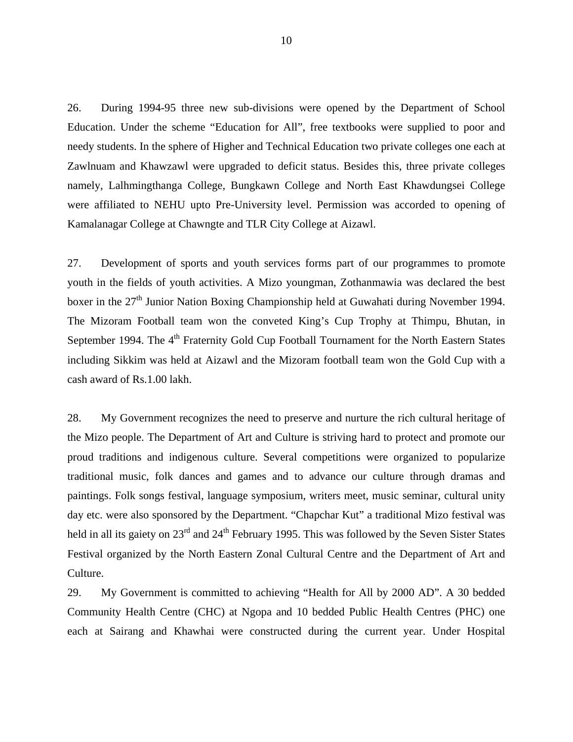26. During 1994-95 three new sub-divisions were opened by the Department of School Education. Under the scheme "Education for All", free textbooks were supplied to poor and needy students. In the sphere of Higher and Technical Education two private colleges one each at Zawlnuam and Khawzawl were upgraded to deficit status. Besides this, three private colleges namely, Lalhmingthanga College, Bungkawn College and North East Khawdungsei College were affiliated to NEHU upto Pre-University level. Permission was accorded to opening of Kamalanagar College at Chawngte and TLR City College at Aizawl.

27. Development of sports and youth services forms part of our programmes to promote youth in the fields of youth activities. A Mizo youngman, Zothanmawia was declared the best boxer in the 27th Junior Nation Boxing Championship held at Guwahati during November 1994. The Mizoram Football team won the conveted King's Cup Trophy at Thimpu, Bhutan, in September 1994. The 4th Fraternity Gold Cup Football Tournament for the North Eastern States including Sikkim was held at Aizawl and the Mizoram football team won the Gold Cup with a cash award of Rs.1.00 lakh.

28. My Government recognizes the need to preserve and nurture the rich cultural heritage of the Mizo people. The Department of Art and Culture is striving hard to protect and promote our proud traditions and indigenous culture. Several competitions were organized to popularize traditional music, folk dances and games and to advance our culture through dramas and paintings. Folk songs festival, language symposium, writers meet, music seminar, cultural unity day etc. were also sponsored by the Department. "Chapchar Kut" a traditional Mizo festival was held in all its gaiety on 23rd and 24th February 1995. This was followed by the Seven Sister States Festival organized by the North Eastern Zonal Cultural Centre and the Department of Art and Culture.

29. My Government is committed to achieving "Health for All by 2000 AD". A 30 bedded Community Health Centre (CHC) at Ngopa and 10 bedded Public Health Centres (PHC) one each at Sairang and Khawhai were constructed during the current year. Under Hospital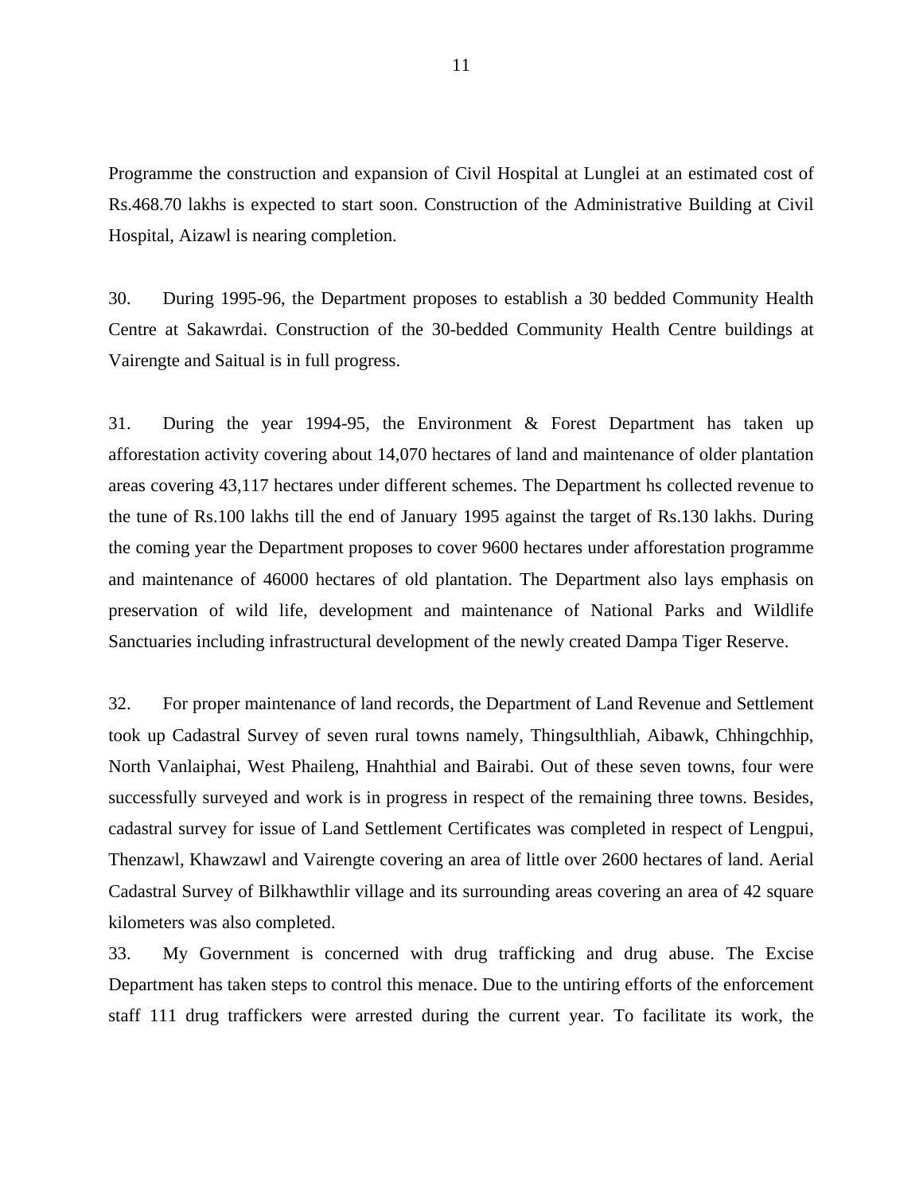Programme the construction and expansion of Civil Hospital at Lunglei at an estimated cost of Rs.468.70 lakhs is expected to start soon. Construction of the Administrative Building at Civil Hospital, Aizawl is nearing completion.

30. During 1995-96, the Department proposes to establish a 30 bedded Community Health Centre at Sakawrdai. Construction of the 30-bedded Community Health Centre buildings at Vairengte and Saitual is in full progress.

31. During the year 1994-95, the Environment & Forest Department has taken up afforestation activity covering about 14,070 hectares of land and maintenance of older plantation areas covering 43,117 hectares under different schemes. The Department hs collected revenue to the tune of Rs.100 lakhs till the end of January 1995 against the target of Rs.130 lakhs. During the coming year the Department proposes to cover 9600 hectares under afforestation programme and maintenance of 46000 hectares of old plantation. The Department also lays emphasis on preservation of wild life, development and maintenance of National Parks and Wildlife Sanctuaries including infrastructural development of the newly created Dampa Tiger Reserve.

32. For proper maintenance of land records, the Department of Land Revenue and Settlement took up Cadastral Survey of seven rural towns namely, Thingsulthliah, Aibawk, Chhingchhip, North Vanlaiphai, West Phaileng, Hnahthial and Bairabi. Out of these seven towns, four were successfully surveyed and work is in progress in respect of the remaining three towns. Besides, cadastral survey for issue of Land Settlement Certificates was completed in respect of Lengpui, Thenzawl, Khawzawl and Vairengte covering an area of little over 2600 hectares of land. Aerial Cadastral Survey of Bilkhawthlir village and its surrounding areas covering an area of 42 square kilometers was also completed.

33. My Government is concerned with drug trafficking and drug abuse. The Excise Department has taken steps to control this menace. Due to the untiring efforts of the enforcement staff 111 drug traffickers were arrested during the current year. To facilitate its work, the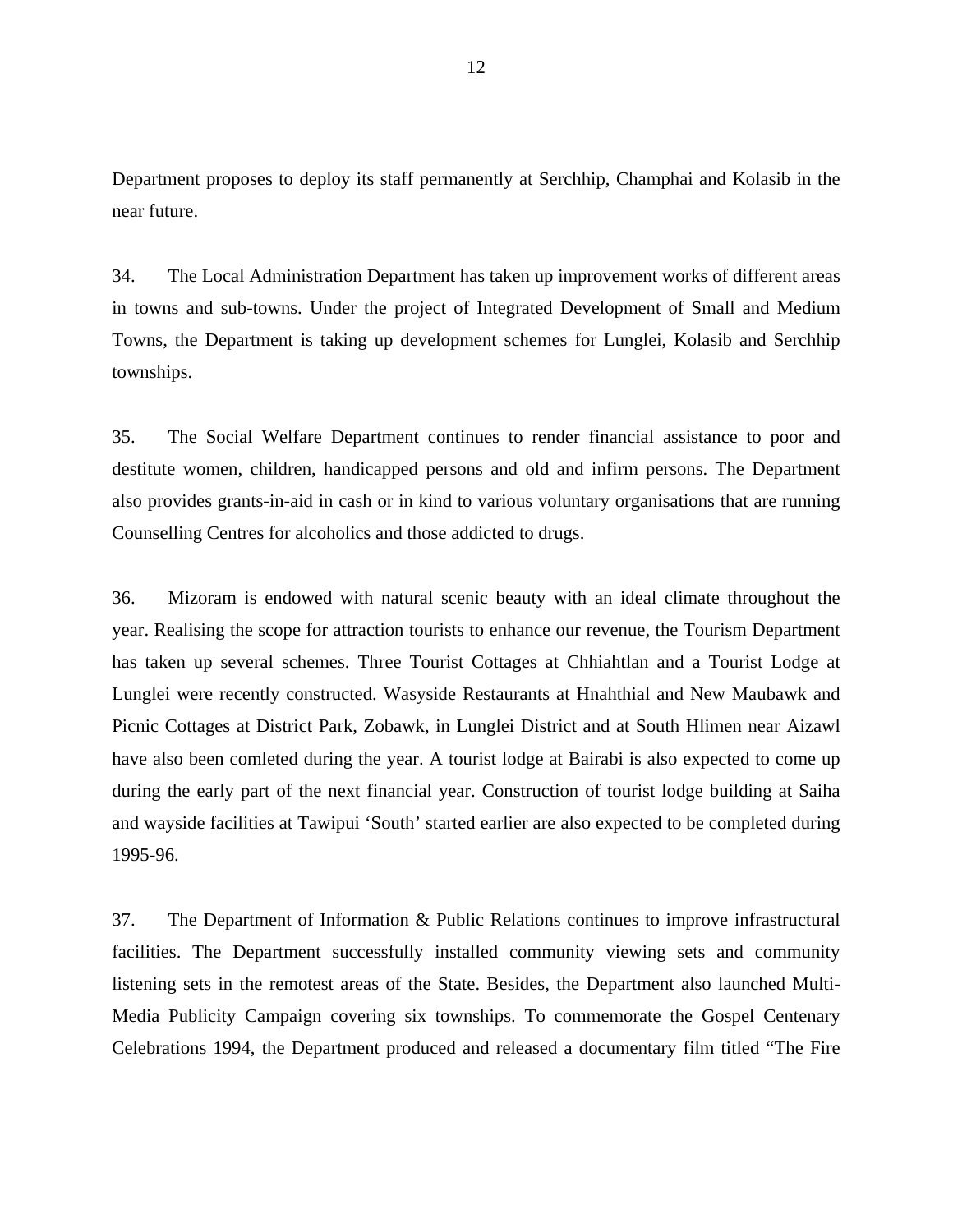Department proposes to deploy its staff permanently at Serchhip, Champhai and Kolasib in the near future.

34. The Local Administration Department has taken up improvement works of different areas in towns and sub-towns. Under the project of Integrated Development of Small and Medium Towns, the Department is taking up development schemes for Lunglei, Kolasib and Serchhip townships.

35. The Social Welfare Department continues to render financial assistance to poor and destitute women, children, handicapped persons and old and infirm persons. The Department also provides grants-in-aid in cash or in kind to various voluntary organisations that are running Counselling Centres for alcoholics and those addicted to drugs.

36. Mizoram is endowed with natural scenic beauty with an ideal climate throughout the year. Realising the scope for attraction tourists to enhance our revenue, the Tourism Department has taken up several schemes. Three Tourist Cottages at Chhiahtlan and a Tourist Lodge at Lunglei were recently constructed. Wasyside Restaurants at Hnahthial and New Maubawk and Picnic Cottages at District Park, Zobawk, in Lunglei District and at South Hlimen near Aizawl have also been comleted during the year. A tourist lodge at Bairabi is also expected to come up during the early part of the next financial year. Construction of tourist lodge building at Saiha and wayside facilities at Tawipui 'South' started earlier are also expected to be completed during 1995-96.

37. The Department of Information & Public Relations continues to improve infrastructural facilities. The Department successfully installed community viewing sets and community listening sets in the remotest areas of the State. Besides, the Department also launched Multi-Media Publicity Campaign covering six townships. To commemorate the Gospel Centenary Celebrations 1994, the Department produced and released a documentary film titled "The Fire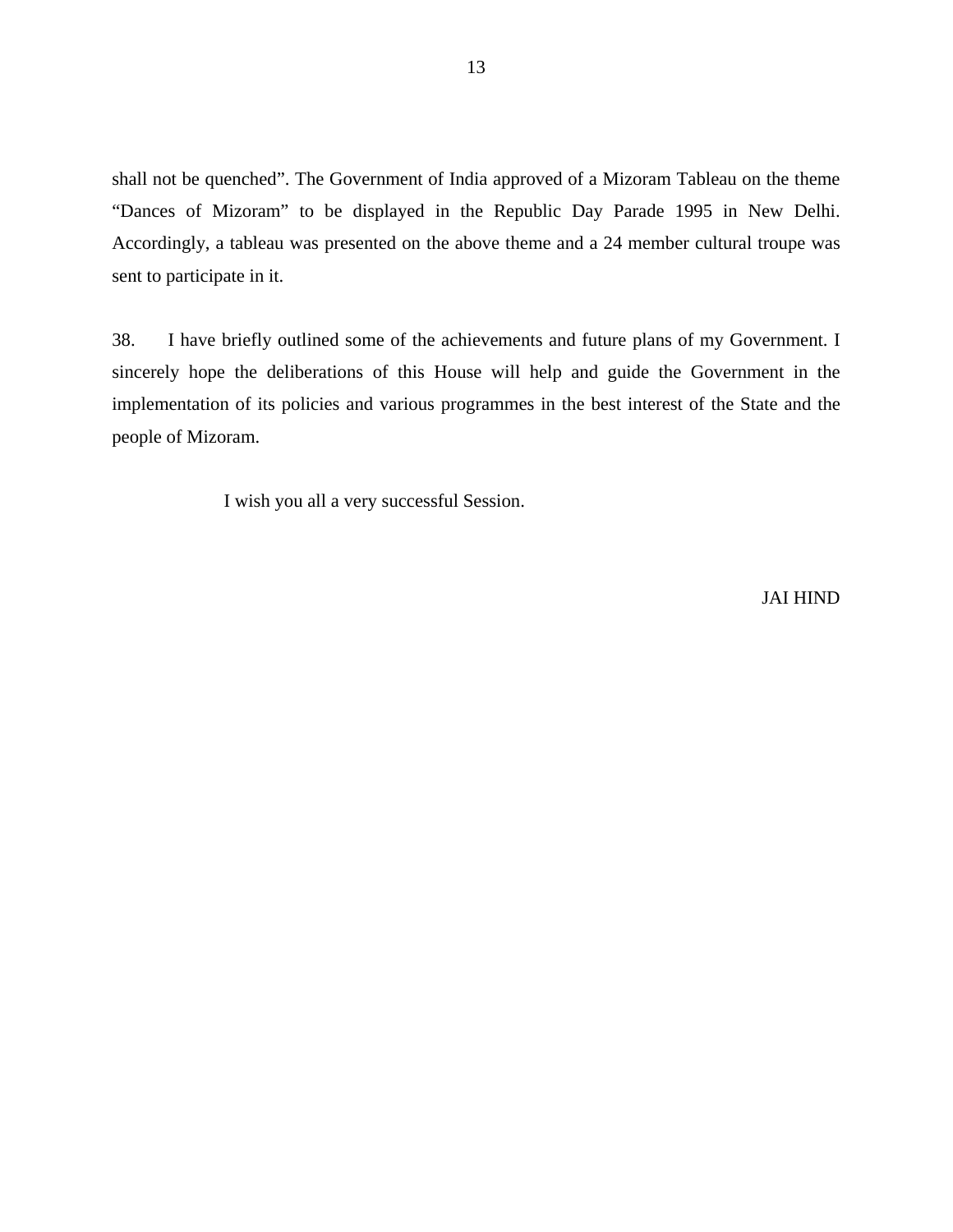shall not be quenched". The Government of India approved of a Mizoram Tableau on the theme "Dances of Mizoram" to be displayed in the Republic Day Parade 1995 in New Delhi. Accordingly, a tableau was presented on the above theme and a 24 member cultural troupe was sent to participate in it.

38. I have briefly outlined some of the achievements and future plans of my Government. I sincerely hope the deliberations of this House will help and guide the Government in the implementation of its policies and various programmes in the best interest of the State and the people of Mizoram.

I wish you all a very successful Session.

JAI HIND